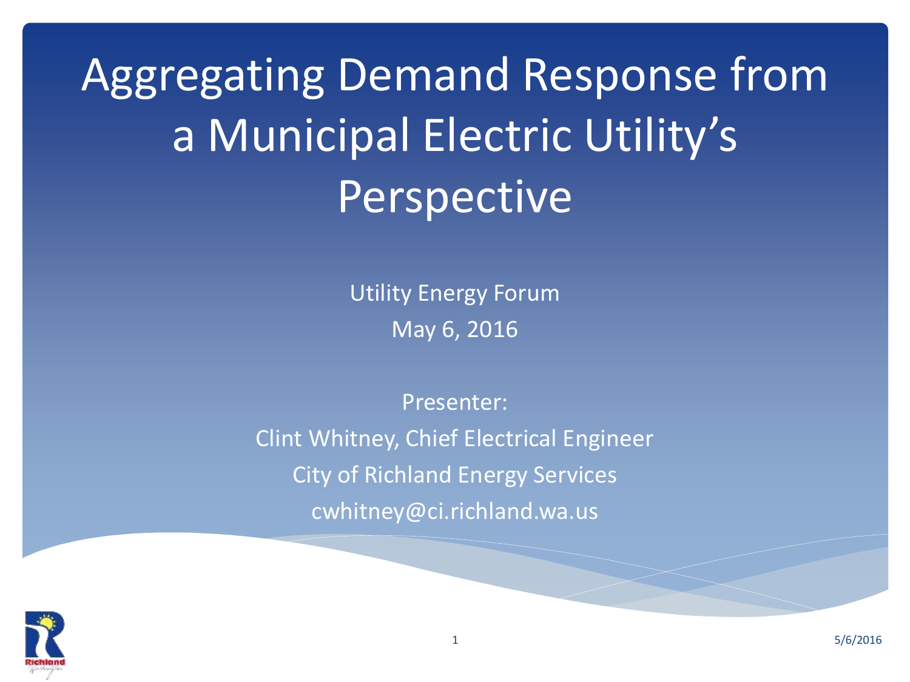# Aggregating Demand Response from a Municipal Electric Utility's Perspective

Utility Energy Forum

May 6, 2016

Presenter:

Clint Whitney, Chief Electrical Engineer

City of Richland Energy Services

cwhitney@ci.richland.wa.us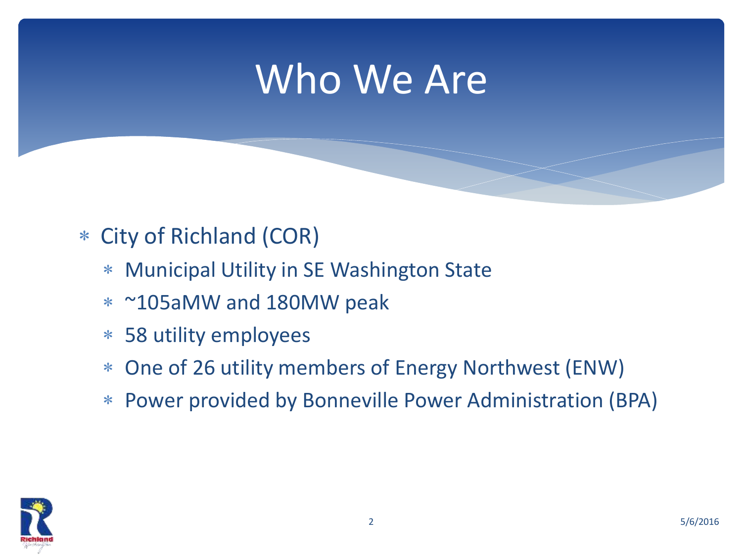# Who We Are

- City of Richland (COR)
  - Municipal Utility in SE Washington State
  - ~105aMW and 180MW peak
  - 58 utility employees
  - One of 26 utility members of Energy Northwest (ENW)
  - Power provided by Bonneville Power Administration (BPA)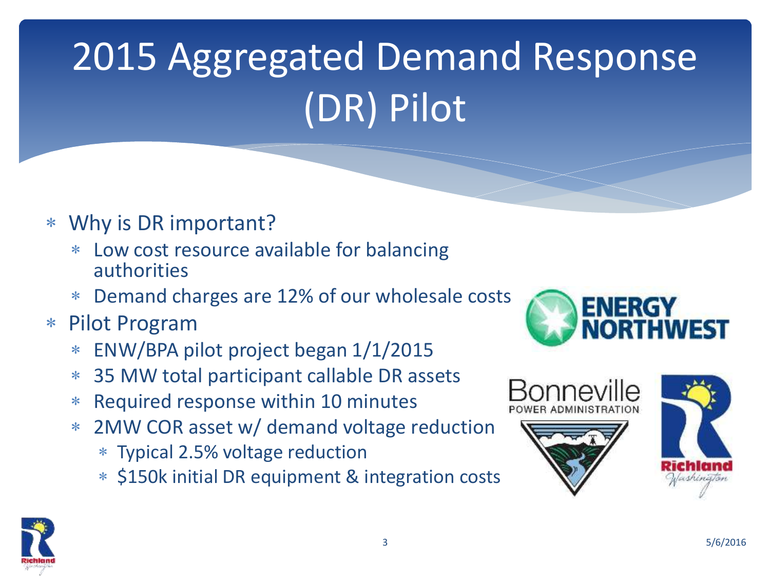# 2015 Aggregated Demand Response (DR) Pilot

- Why is DR important?
  - Low cost resource available for balancing authorities
  - Demand charges are 12% of our wholesale costs
- Pilot Program
  - ENW/BPA pilot project began 1/1/2015
  - 35 MW total participant callable DR assets
  - Required response within 10 minutes
  - 2MW COR asset w/ demand voltage reduction
    - Typical 2.5% voltage reduction
    - $150k initial DR equipment & integration costs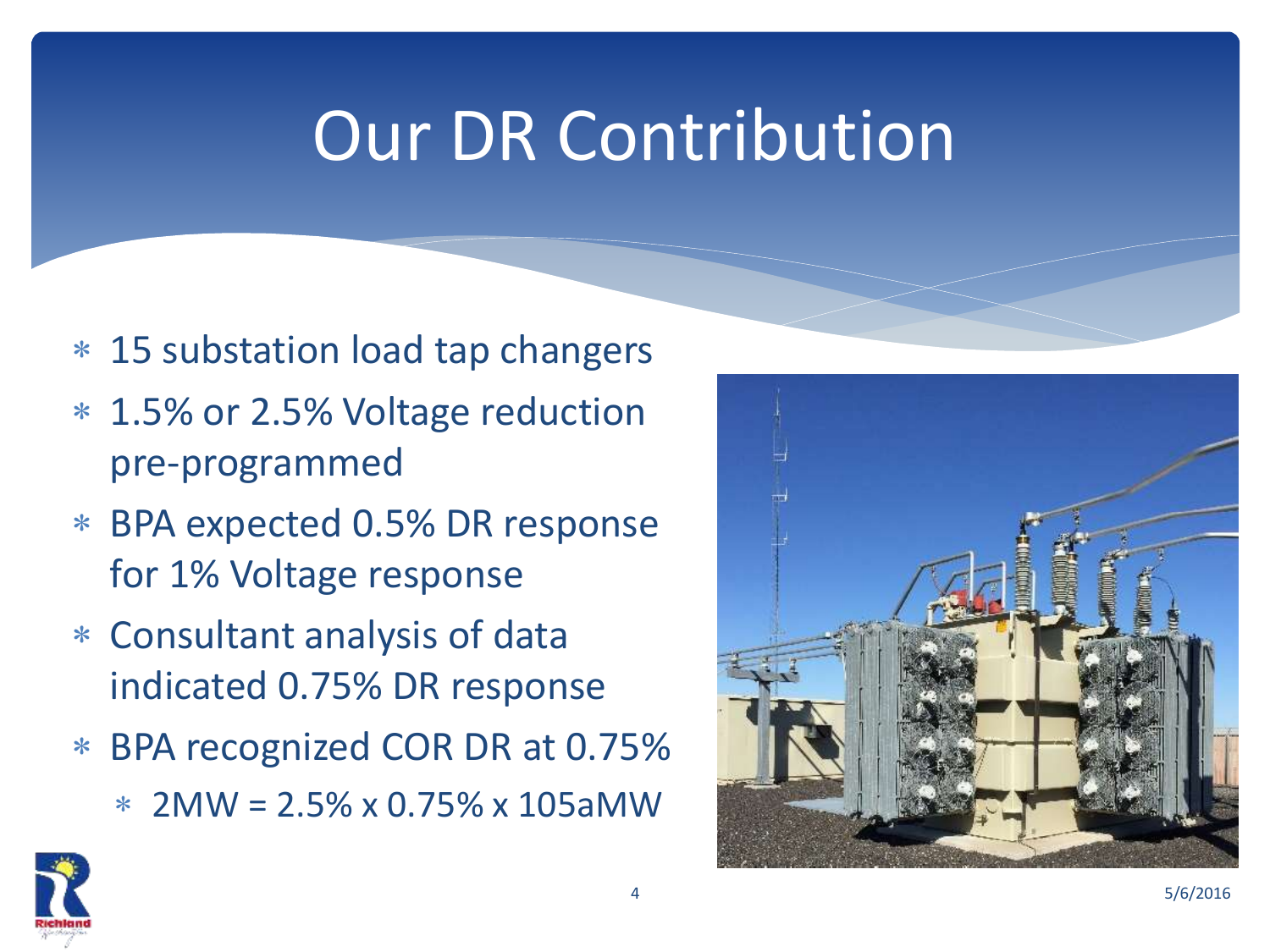# Our DR Contribution

- 15 substation load tap changers
- 1.5% or 2.5% Voltage reduction pre-programmed
- BPA expected 0.5% DR response for 1% Voltage response
- Consultant analysis of data indicated 0.75% DR response
- BPA recognized COR DR at 0.75%
  - 2MW = 2.5% x 0.75% x 105aMW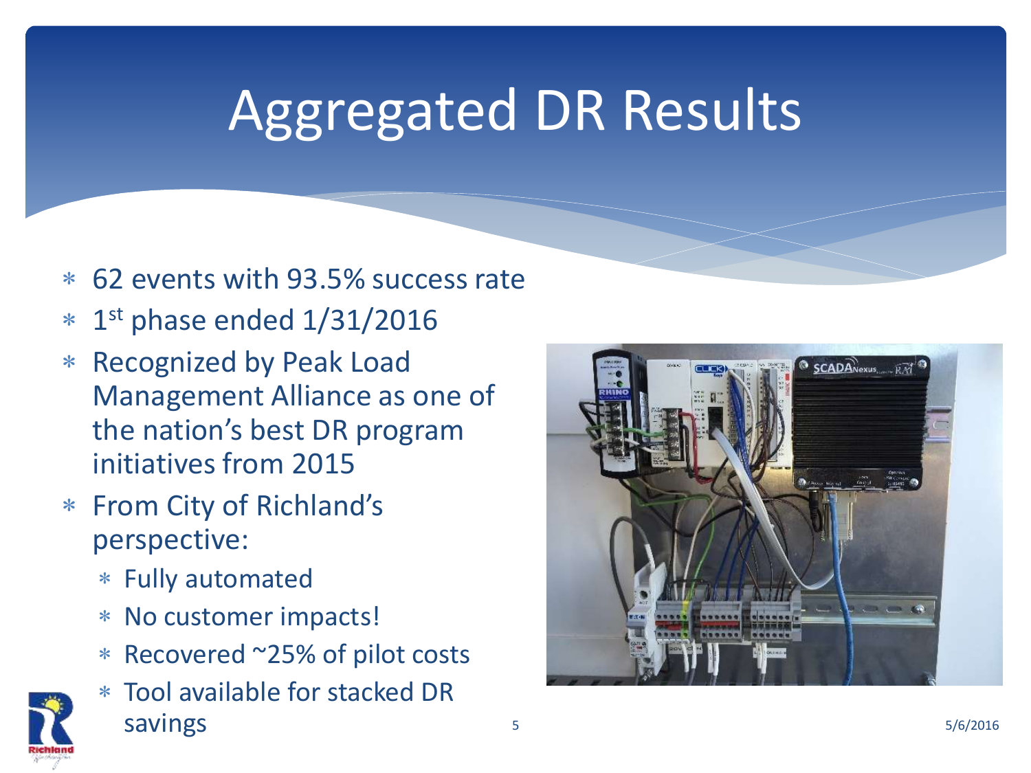# Aggregated DR Results

- 62 events with 93.5% success rate
- 1st phase ended 1/31/2016
- Recognized by Peak Load Management Alliance as one of the nation's best DR program initiatives from 2015
- From City of Richland's perspective:
  - Fully automated
  - No customer impacts!
  - Recovered ~25% of pilot costs
  - Tool available for stacked DR savings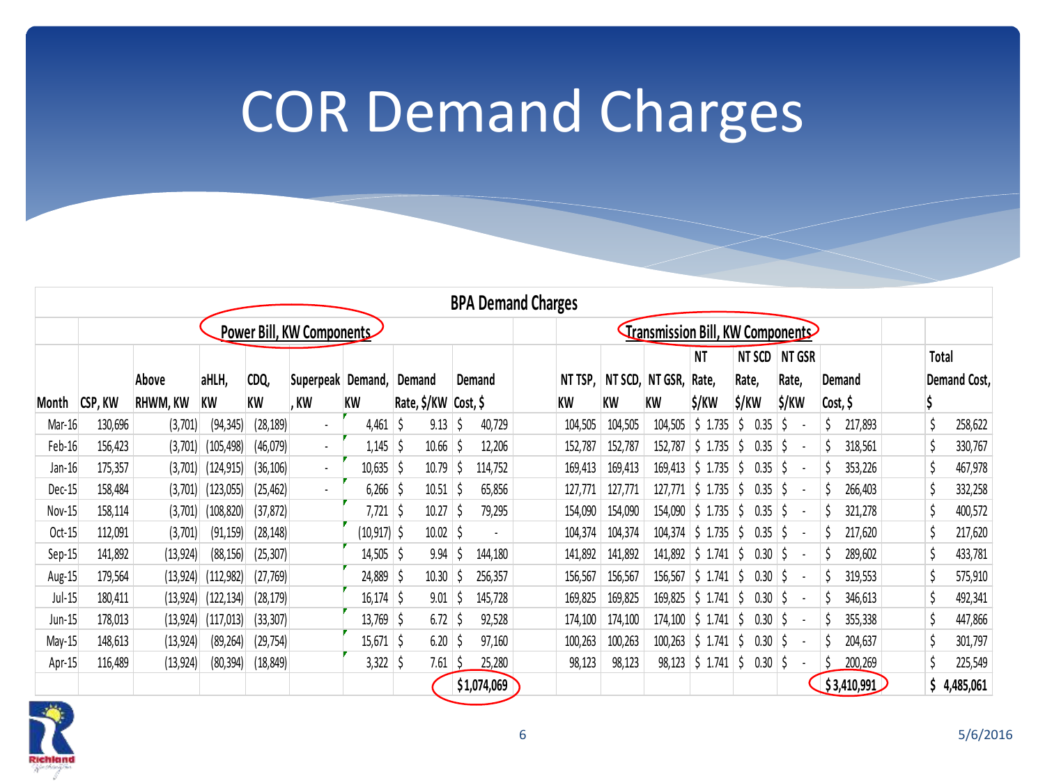# COR Demand Charges

**BPA Demand Charges**

| | Power Bill, KW Components | | | | | | | | Transmission Bill, KW Components | | | | | | | |
|---|---|---|---|---|---|---|---|---|---|---|---|---|---|---|---|---|
| Month | CSP, KW | Above RHWM, KW | aHLH, KW | CDQ, KW | Superpeak, KW | Demand, KW | Demand Rate, $/KW | Demand Cost, $ | NT TSP, KW | NT SCD, KW | NT GSR, KW | NT Rate, $/KW | NT SCD Rate, $/KW | NT GSR Rate, $/KW | Demand Cost, $ | Total Demand Cost, $ |
| Mar-16 | 130,696 | (3,701) | (94,345) | (28,189) | - | 4,461 | $ 9.13 | $ 40,729 | 104,505 | 104,505 | 104,505 | $ 1.735 | $ 0.35 | $ - | $ 217,893 | $ 258,622 |
| Feb-16 | 156,423 | (3,701) | (105,498) | (46,079) | - | 1,145 | $ 10.66 | $ 12,206 | 152,787 | 152,787 | 152,787 | $ 1.735 | $ 0.35 | $ - | $ 318,561 | $ 330,767 |
| Jan-16 | 175,357 | (3,701) | (124,915) | (36,106) | - | 10,635 | $ 10.79 | $ 114,752 | 169,413 | 169,413 | 169,413 | $ 1.735 | $ 0.35 | $ - | $ 353,226 | $ 467,978 |
| Dec-15 | 158,484 | (3,701) | (123,055) | (25,462) | - | 6,266 | $ 10.51 | $ 65,856 | 127,771 | 127,771 | 127,771 | $ 1.735 | $ 0.35 | $ - | $ 266,403 | $ 332,258 |
| Nov-15 | 158,114 | (3,701) | (108,820) | (37,872) | | 7,721 | $ 10.27 | $ 79,295 | 154,090 | 154,090 | 154,090 | $ 1.735 | $ 0.35 | $ - | $ 321,278 | $ 400,572 |
| Oct-15 | 112,091 | (3,701) | (91,159) | (28,148) | | (10,917) | $ 10.02 | $ - | 104,374 | 104,374 | 104,374 | $ 1.735 | $ 0.35 | $ - | $ 217,620 | $ 217,620 |
| Sep-15 | 141,892 | (13,924) | (88,156) | (25,307) | | 14,505 | $ 9.94 | $ 144,180 | 141,892 | 141,892 | 141,892 | $ 1.741 | $ 0.30 | $ - | $ 289,602 | $ 433,781 |
| Aug-15 | 179,564 | (13,924) | (112,982) | (27,769) | | 24,889 | $ 10.30 | $ 256,357 | 156,567 | 156,567 | 156,567 | $ 1.741 | $ 0.30 | $ - | $ 319,553 | $ 575,910 |
| Jul-15 | 180,411 | (13,924) | (122,134) | (28,179) | | 16,174 | $ 9.01 | $ 145,728 | 169,825 | 169,825 | 169,825 | $ 1.741 | $ 0.30 | $ - | $ 346,613 | $ 492,341 |
| Jun-15 | 178,013 | (13,924) | (117,013) | (33,307) | | 13,769 | $ 6.72 | $ 92,528 | 174,100 | 174,100 | 174,100 | $ 1.741 | $ 0.30 | $ - | $ 355,338 | $ 447,866 |
| May-15 | 148,613 | (13,924) | (89,264) | (29,754) | | 15,671 | $ 6.20 | $ 97,160 | 100,263 | 100,263 | 100,263 | $ 1.741 | $ 0.30 | $ - | $ 204,637 | $ 301,797 |
| Apr-15 | 116,489 | (13,924) | (80,394) | (18,849) | | 3,322 | $ 7.61 | $ 25,280 | 98,123 | 98,123 | 98,123 | $ 1.741 | $ 0.30 | $ - | $ 200,269 | $ 225,549 |
| | | | | | | | | **$1,074,069** | | | | | | | **$3,410,991** | **$ 4,485,061** |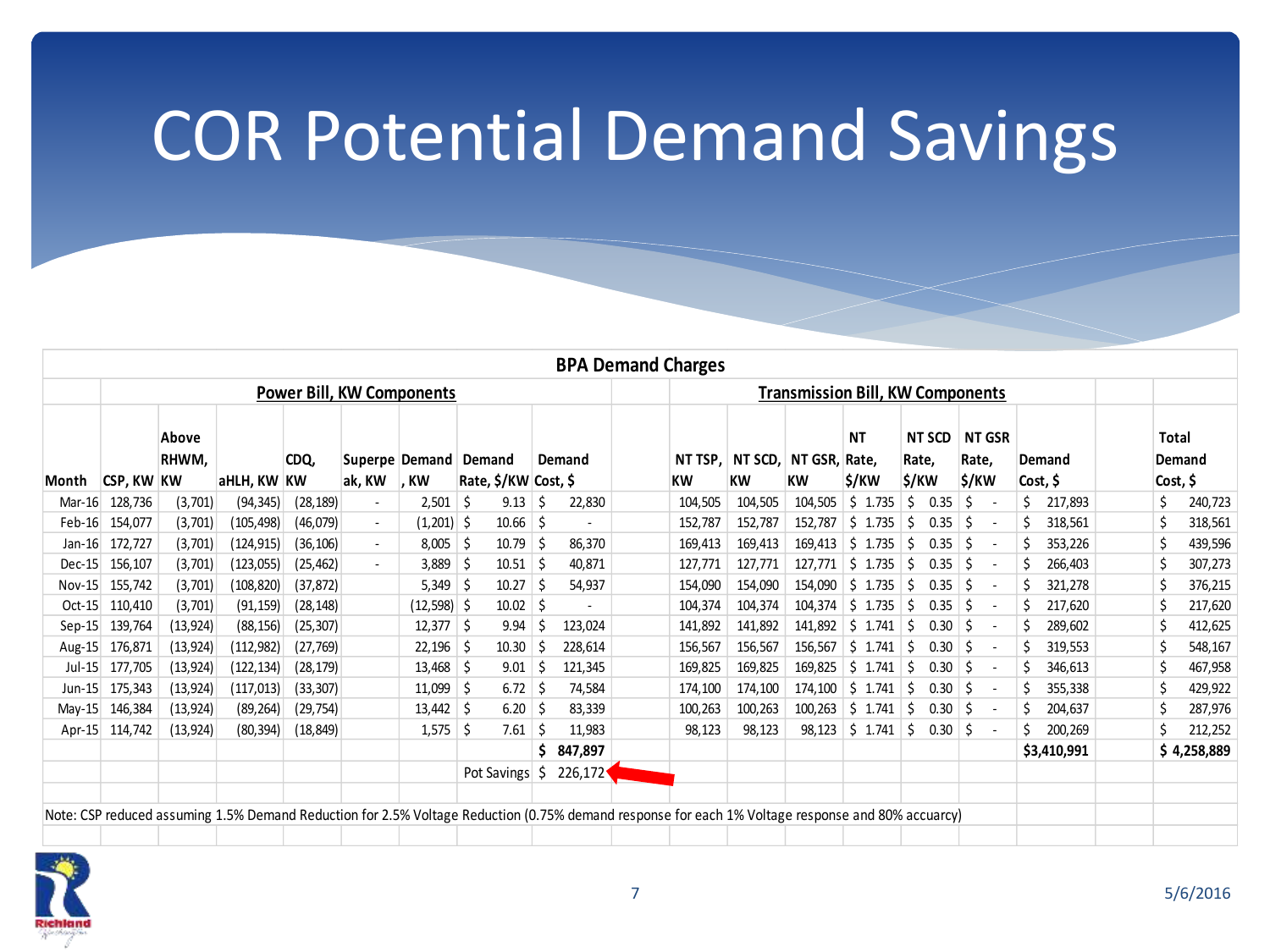# COR Potential Demand Savings

| BPA Demand Charges | | | | | | | | | | | | | | | | | | |
|---|---|---|---|---|---|---|---|---|---|---|---|---|---|---|---|---|---|---|
| | Power Bill, KW Components | | | | | | | | | Transmission Bill, KW Components | | | | | | | | |
| Month | CSP, KW | Above RHWM, KW | aHLH, KW | CDQ, KW | Superpeak, KW | Demand, KW | Demand Rate, $/KW | Demand Cost, $ | | NT TSP, KW | NT SCD, KW | NT GSR, KW | NT Rate, $/KW | NT SCD Rate, $/KW | NT GSR Rate, $/KW | Demand Cost, $ | | Total Demand Cost, $ |
| Mar-16 | 128,736 | (3,701) | (94,345) | (28,189) | - | 2,501 | $ 9.13 | $ 22,830 | | 104,505 | 104,505 | 104,505 | $ 1.735 | $ 0.35 | $ - | $ 217,893 | | $ 240,723 |
| Feb-16 | 154,077 | (3,701) | (105,498) | (46,079) | - | (1,201) | $ 10.66 | $ - | | 152,787 | 152,787 | 152,787 | $ 1.735 | $ 0.35 | $ - | $ 318,561 | | $ 318,561 |
| Jan-16 | 172,727 | (3,701) | (124,915) | (36,106) | - | 8,005 | $ 10.79 | $ 86,370 | | 169,413 | 169,413 | 169,413 | $ 1.735 | $ 0.35 | $ - | $ 353,226 | | $ 439,596 |
| Dec-15 | 156,107 | (3,701) | (123,055) | (25,462) | - | 3,889 | $ 10.51 | $ 40,871 | | 127,771 | 127,771 | 127,771 | $ 1.735 | $ 0.35 | $ - | $ 266,403 | | $ 307,273 |
| Nov-15 | 155,742 | (3,701) | (108,820) | (37,872) | | 5,349 | $ 10.27 | $ 54,937 | | 154,090 | 154,090 | 154,090 | $ 1.735 | $ 0.35 | $ - | $ 321,278 | | $ 376,215 |
| Oct-15 | 110,410 | (3,701) | (91,159) | (28,148) | | (12,598) | $ 10.02 | $ - | | 104,374 | 104,374 | 104,374 | $ 1.735 | $ 0.35 | $ - | $ 217,620 | | $ 217,620 |
| Sep-15 | 139,764 | (13,924) | (88,156) | (25,307) | | 12,377 | $ 9.94 | $ 123,024 | | 141,892 | 141,892 | 141,892 | $ 1.741 | $ 0.30 | $ - | $ 289,602 | | $ 412,625 |
| Aug-15 | 176,871 | (13,924) | (112,982) | (27,769) | | 22,196 | $ 10.30 | $ 228,614 | | 156,567 | 156,567 | 156,567 | $ 1.741 | $ 0.30 | $ - | $ 319,553 | | $ 548,167 |
| Jul-15 | 177,705 | (13,924) | (122,134) | (28,179) | | 13,468 | $ 9.01 | $ 121,345 | | 169,825 | 169,825 | 169,825 | $ 1.741 | $ 0.30 | $ - | $ 346,613 | | $ 467,958 |
| Jun-15 | 175,343 | (13,924) | (117,013) | (33,307) | | 11,099 | $ 6.72 | $ 74,584 | | 174,100 | 174,100 | 174,100 | $ 1.741 | $ 0.30 | $ - | $ 355,338 | | $ 429,922 |
| May-15 | 146,384 | (13,924) | (89,264) | (29,754) | | 13,442 | $ 6.20 | $ 83,339 | | 100,263 | 100,263 | 100,263 | $ 1.741 | $ 0.30 | $ - | $ 204,637 | | $ 287,976 |
| Apr-15 | 114,742 | (13,924) | (80,394) | (18,849) | | 1,575 | $ 7.61 | $ 11,983 | | 98,123 | 98,123 | 98,123 | $ 1.741 | $ 0.30 | $ - | $ 200,269 | | $ 212,252 |
| | | | | | | | | **$ 847,897** | | | | | | | | **$3,410,991** | | **$ 4,258,889** |
| | | | | | | | Pot Savings | $ 226,172 | | | | | | | | | | |

Note: CSP reduced assuming 1.5% Demand Reduction for 2.5% Voltage Reduction (0.75% demand response for each 1% Voltage response and 80% accuarcy)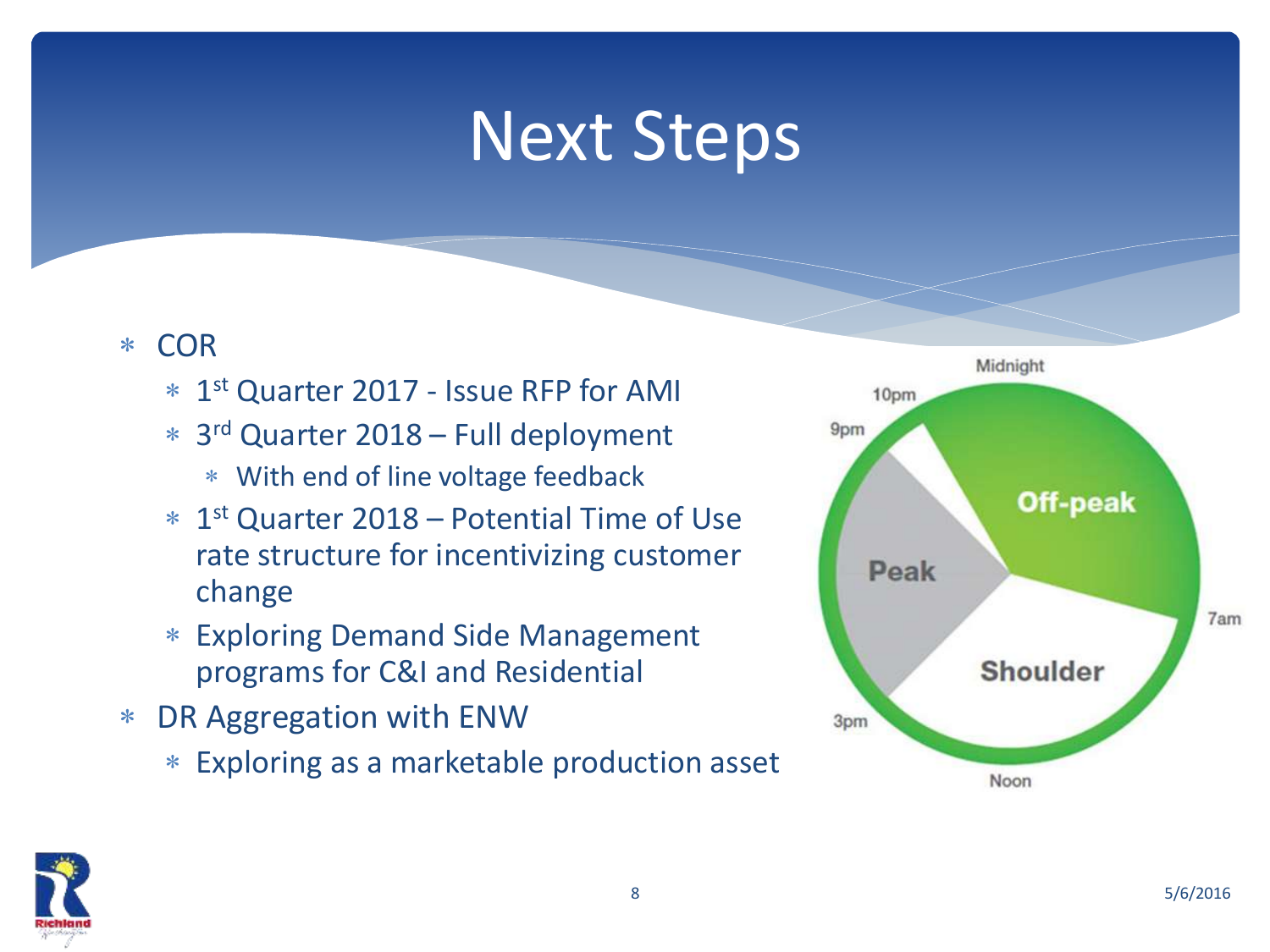# Next Steps

- COR
  - 1st Quarter 2017 - Issue RFP for AMI
  - 3rd Quarter 2018 – Full deployment
    - With end of line voltage feedback
  - 1st Quarter 2018 – Potential Time of Use rate structure for incentivizing customer change
  - Exploring Demand Side Management programs for C&I and Residential
- DR Aggregation with ENW
  - Exploring as a marketable production asset

Midnight
10pm
9pm
Off-peak
Peak
7am
Shoulder
3pm
Noon